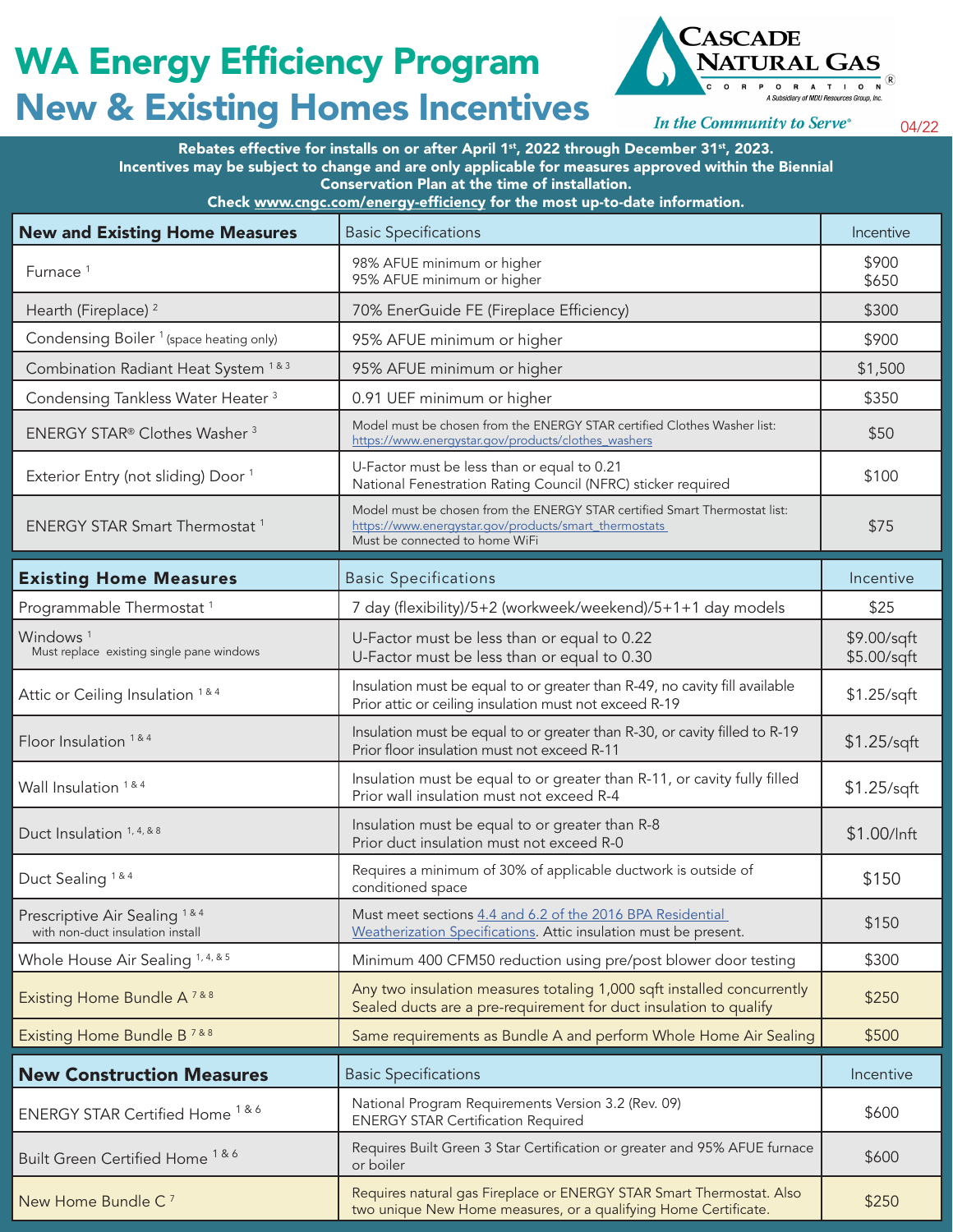# WA Energy Efficiency Program

# New & Existing Homes Incentives

**CASCADE NATURAL GAS CORPORATION**
A Subsidiary of MDU Resources Group, Inc.

*In the Community to Serve®*

04/22

**Rebates effective for installs on or after April 1st, 2022 through December 31st, 2023. Incentives may be subject to change and are only applicable for measures approved within the Biennial Conservation Plan at the time of installation. Check www.cngc.com/energy-efficiency for the most up-to-date information.**

| New and Existing Home Measures | Basic Specifications | Incentive |
|---|---|---|
| Furnace [1] | 98% AFUE minimum or higher<br>95% AFUE minimum or higher | $900<br>$650 |
| Hearth (Fireplace) [2] | 70% EnerGuide FE (Fireplace Efficiency) | $300 |
| Condensing Boiler [1] (space heating only) | 95% AFUE minimum or higher | $900 |
| Combination Radiant Heat System [1 & 3] | 95% AFUE minimum or higher | $1,500 |
| Condensing Tankless Water Heater [3] | 0.91 UEF minimum or higher | $350 |
| ENERGY STAR® Clothes Washer [3] | Model must be chosen from the ENERGY STAR certified Clothes Washer list: https://www.energystar.gov/products/clothes_washers | $50 |
| Exterior Entry (not sliding) Door [1] | U-Factor must be less than or equal to 0.21<br>National Fenestration Rating Council (NFRC) sticker required | $100 |
| ENERGY STAR Smart Thermostat [1] | Model must be chosen from the ENERGY STAR certified Smart Thermostat list: https://www.energystar.gov/products/smart_thermostats<br>Must be connected to home WiFi | $75 |

| Existing Home Measures | Basic Specifications | Incentive |
|---|---|---|
| Programmable Thermostat [1] | 7 day (flexibility)/5+2 (workweek/weekend)/5+1+1 day models | $25 |
| Windows [1]<br>Must replace existing single pane windows | U-Factor must be less than or equal to 0.22<br>U-Factor must be less than or equal to 0.30 | $9.00/sqft<br>$5.00/sqft |
| Attic or Ceiling Insulation [1 & 4] | Insulation must be equal to or greater than R-49, no cavity fill available<br>Prior attic or ceiling insulation must not exceed R-19 | $1.25/sqft |
| Floor Insulation [1 & 4] | Insulation must be equal to or greater than R-30, or cavity filled to R-19<br>Prior floor insulation must not exceed R-11 | $1.25/sqft |
| Wall Insulation [1 & 4] | Insulation must be equal to or greater than R-11, or cavity fully filled<br>Prior wall insulation must not exceed R-4 | $1.25/sqft |
| Duct Insulation [1, 4, & 8] | Insulation must be equal to or greater than R-8<br>Prior duct insulation must not exceed R-0 | $1.00/lnft |
| Duct Sealing [1 & 4] | Requires a minimum of 30% of applicable ductwork is outside of conditioned space | $150 |
| Prescriptive Air Sealing [1 & 4]<br>with non-duct insulation install | Must meet sections 4.4 and 6.2 of the 2016 BPA Residential Weatherization Specifications. Attic insulation must be present. | $150 |
| Whole House Air Sealing [1, 4, & 5] | Minimum 400 CFM50 reduction using pre/post blower door testing | $300 |
| Existing Home Bundle A [7 & 8] | Any two insulation measures totaling 1,000 sqft installed concurrently<br>Sealed ducts are a pre-requirement for duct insulation to qualify | $250 |
| Existing Home Bundle B [7 & 8] | Same requirements as Bundle A and perform Whole Home Air Sealing | $500 |

| New Construction Measures | Basic Specifications | Incentive |
|---|---|---|
| ENERGY STAR Certified Home [1 & 6] | National Program Requirements Version 3.2 (Rev. 09)<br>ENERGY STAR Certification Required | $600 |
| Built Green Certified Home [1 & 6] | Requires Built Green 3 Star Certification or greater and 95% AFUE furnace or boiler | $600 |
| New Home Bundle C [7] | Requires natural gas Fireplace or ENERGY STAR Smart Thermostat. Also two unique New Home measures, or a qualifying Home Certificate. | $250 |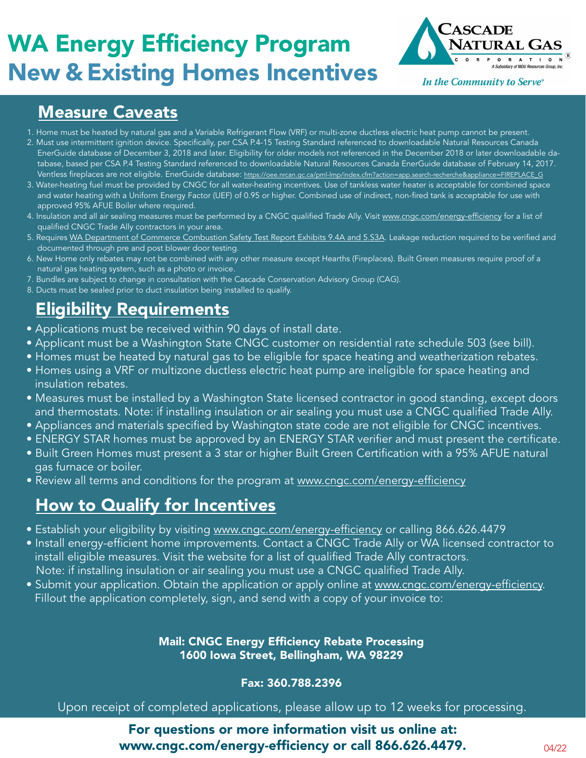# WA Energy Efficiency Program
## New & Existing Homes Incentives

Cascade Natural Gas Corporation
A Subsidiary of MDU Resources Group, Inc.
*In the Community to Serve*

## Measure Caveats

1. Home must be heated by natural gas and a Variable Refrigerant Flow (VRF) or multi-zone ductless electric heat pump cannot be present.
2. Must use intermittent ignition device. Specifically, per CSA P.4-15 Testing Standard referenced to downloadable Natural Resources Canada EnerGuide database of December 3, 2018 and later. Eligibility for older models not referenced in the December 2018 or later downloadable database, based per CSA P.4 Testing Standard referenced to downloadable Natural Resources Canada EnerGuide database of February 14, 2017. Ventless fireplaces are not eligible. EnerGuide database: https://oee.nrcan.gc.ca/pml-lmp/index.cfm?action=app.search-recherche&appliance=FIREPLACE_G
3. Water-heating fuel must be provided by CNGC for all water-heating incentives. Use of tankless water heater is acceptable for combined space and water heating with a Uniform Energy Factor (UEF) of 0.95 or higher. Combined use of indirect, non-fired tank is acceptable for use with approved 95% AFUE Boiler where required.
4. Insulation and all air sealing measures must be performed by a CNGC qualified Trade Ally. Visit www.cngc.com/energy-efficiency for a list of qualified CNGC Trade Ally contractors in your area.
5. Requires WA Department of Commerce Combustion Safety Test Report Exhibits 9.4A and 5.S3A. Leakage reduction required to be verified and documented through pre and post blower door testing.
6. New Home only rebates may not be combined with any other measure except Hearths (Fireplaces). Built Green measures require proof of a natural gas heating system, such as a photo or invoice.
7. Bundles are subject to change in consultation with the Cascade Conservation Advisory Group (CAG).
8. Ducts must be sealed prior to duct insulation being installed to qualify.

## Eligibility Requirements

- Applications must be received within 90 days of install date.
- Applicant must be a Washington State CNGC customer on residential rate schedule 503 (see bill).
- Homes must be heated by natural gas to be eligible for space heating and weatherization rebates.
- Homes using a VRF or multizone ductless electric heat pump are ineligible for space heating and insulation rebates.
- Measures must be installed by a Washington State licensed contractor in good standing, except doors and thermostats. Note: if installing insulation or air sealing you must use a CNGC qualified Trade Ally.
- Appliances and materials specified by Washington state code are not eligible for CNGC incentives.
- ENERGY STAR homes must be approved by an ENERGY STAR verifier and must present the certificate.
- Built Green Homes must present a 3 star or higher Built Green Certification with a 95% AFUE natural gas furnace or boiler.
- Review all terms and conditions for the program at www.cngc.com/energy-efficiency

## How to Qualify for Incentives

- Establish your eligibility by visiting www.cngc.com/energy-efficiency or calling 866.626.4479
- Install energy-efficient home improvements. Contact a CNGC Trade Ally or WA licensed contractor to install eligible measures. Visit the website for a list of qualified Trade Ally contractors.
  Note: if installing insulation or air sealing you must use a CNGC qualified Trade Ally.
- Submit your application. Obtain the application or apply online at www.cngc.com/energy-efficiency. Fillout the application completely, sign, and send with a copy of your invoice to:

**Mail: CNGC Energy Efficiency Rebate Processing**
**1600 Iowa Street, Bellingham, WA 98229**

**Fax: 360.788.2396**

Upon receipt of completed applications, please allow up to 12 weeks for processing.

**For questions or more information visit us online at: www.cngc.com/energy-efficiency or call 866.626.4479.**

04/22